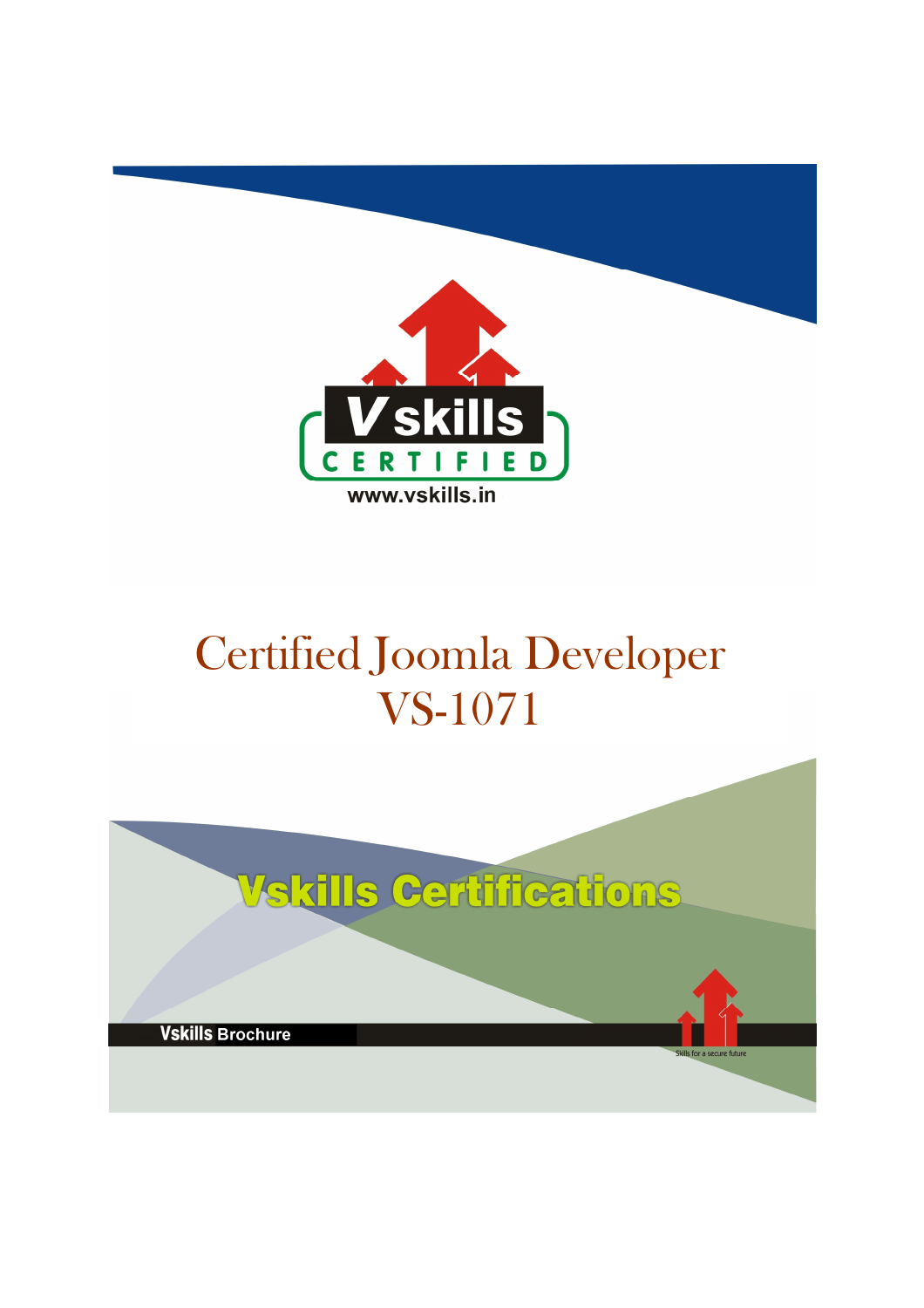Vskills CERTIFIED

www.vskills.in

# Certified Joomla Developer VS-1071

Vskills Certifications

Vskills Brochure

Skills for a secure future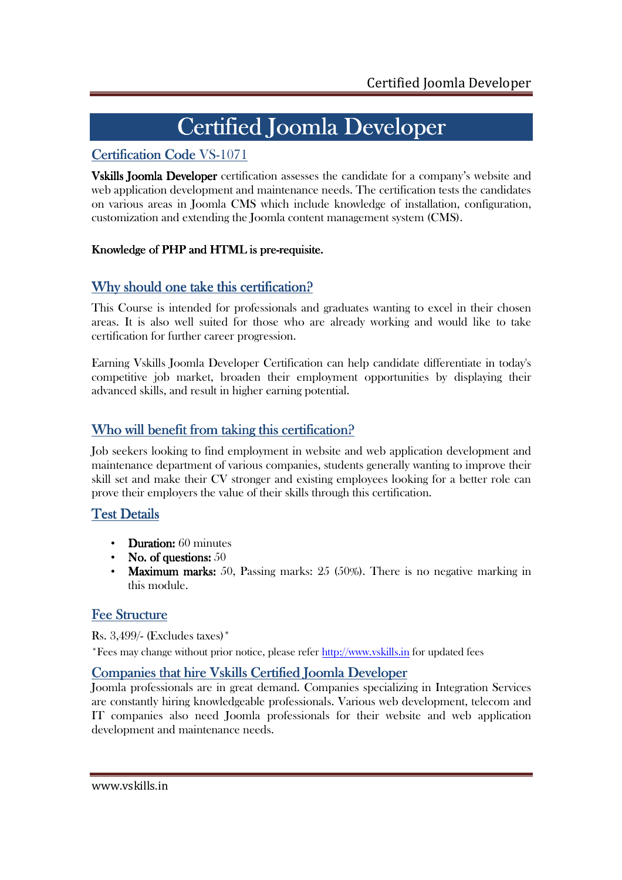# Certified Joomla Developer

## Certification Code VS-1071

**Vskills Joomla Developer** certification assesses the candidate for a company's website and web application development and maintenance needs. The certification tests the candidates on various areas in Joomla CMS which include knowledge of installation, configuration, customization and extending the Joomla content management system (CMS).

**Knowledge of PHP and HTML is pre-requisite.**

## Why should one take this certification?

This Course is intended for professionals and graduates wanting to excel in their chosen areas. It is also well suited for those who are already working and would like to take certification for further career progression.

Earning Vskills Joomla Developer Certification can help candidate differentiate in today's competitive job market, broaden their employment opportunities by displaying their advanced skills, and result in higher earning potential.

## Who will benefit from taking this certification?

Job seekers looking to find employment in website and web application development and maintenance department of various companies, students generally wanting to improve their skill set and make their CV stronger and existing employees looking for a better role can prove their employers the value of their skills through this certification.

## Test Details

- **Duration:** 60 minutes
- **No. of questions:** 50
- **Maximum marks:** 50, Passing marks: 25 (50%). There is no negative marking in this module.

## Fee Structure

Rs. 3,499/- (Excludes taxes)*

*Fees may change without prior notice, please refer http://www.vskills.in for updated fees

## Companies that hire Vskills Certified Joomla Developer

Joomla professionals are in great demand. Companies specializing in Integration Services are constantly hiring knowledgeable professionals. Various web development, telecom and IT companies also need Joomla professionals for their website and web application development and maintenance needs.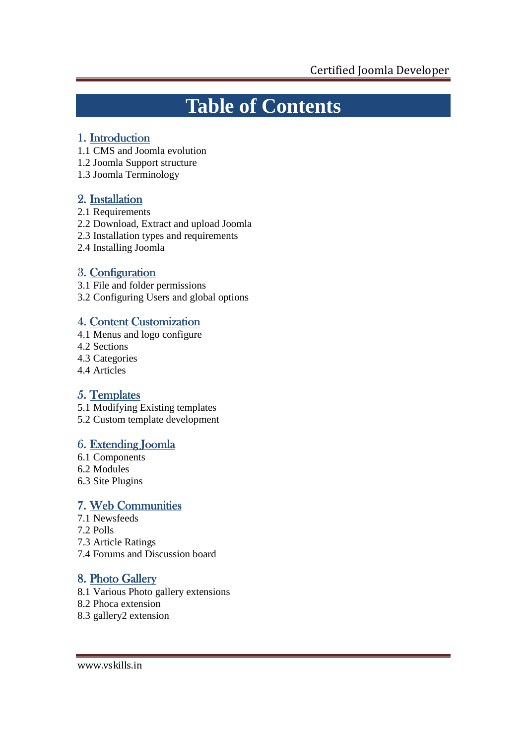# Table of Contents

## 1. Introduction

1.1 CMS and Joomla evolution
1.2 Joomla Support structure
1.3 Joomla Terminology

## 2. Installation

2.1 Requirements
2.2 Download, Extract and upload Joomla
2.3 Installation types and requirements
2.4 Installing Joomla

## 3. Configuration

3.1 File and folder permissions
3.2 Configuring Users and global options

## 4. Content Customization

4.1 Menus and logo configure
4.2 Sections
4.3 Categories
4.4 Articles

## 5. Templates

5.1 Modifying Existing templates
5.2 Custom template development

## 6. Extending Joomla

6.1 Components
6.2 Modules
6.3 Site Plugins

## 7. Web Communities

7.1 Newsfeeds
7.2 Polls
7.3 Article Ratings
7.4 Forums and Discussion board

## 8. Photo Gallery

8.1 Various Photo gallery extensions
8.2 Phoca extension
8.3 gallery2 extension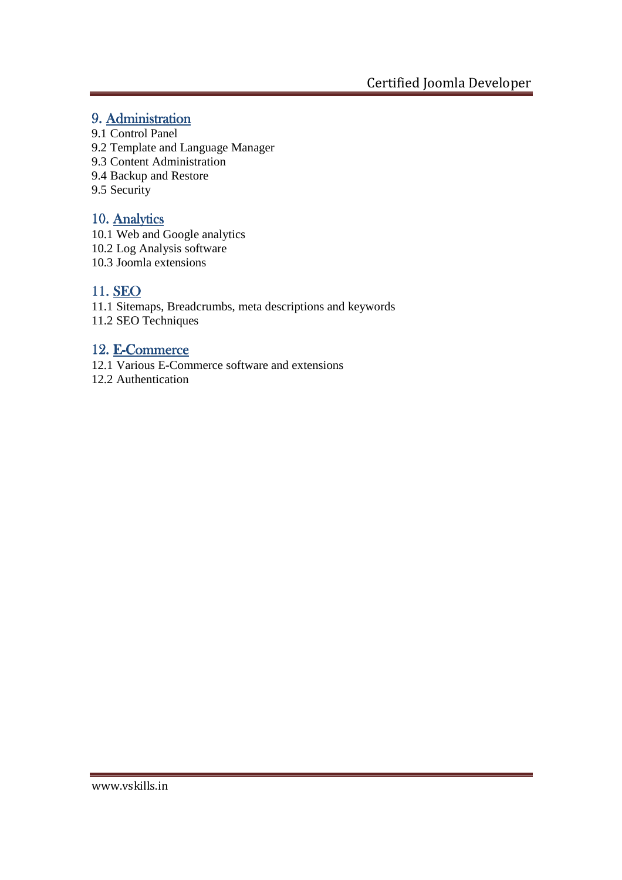## 9. Administration

9.1 Control Panel
9.2 Template and Language Manager
9.3 Content Administration
9.4 Backup and Restore
9.5 Security

## 10. Analytics

10.1 Web and Google analytics
10.2 Log Analysis software
10.3 Joomla extensions

## 11. SEO

11.1 Sitemaps, Breadcrumbs, meta descriptions and keywords
11.2 SEO Techniques

## 12. E-Commerce

12.1 Various E-Commerce software and extensions
12.2 Authentication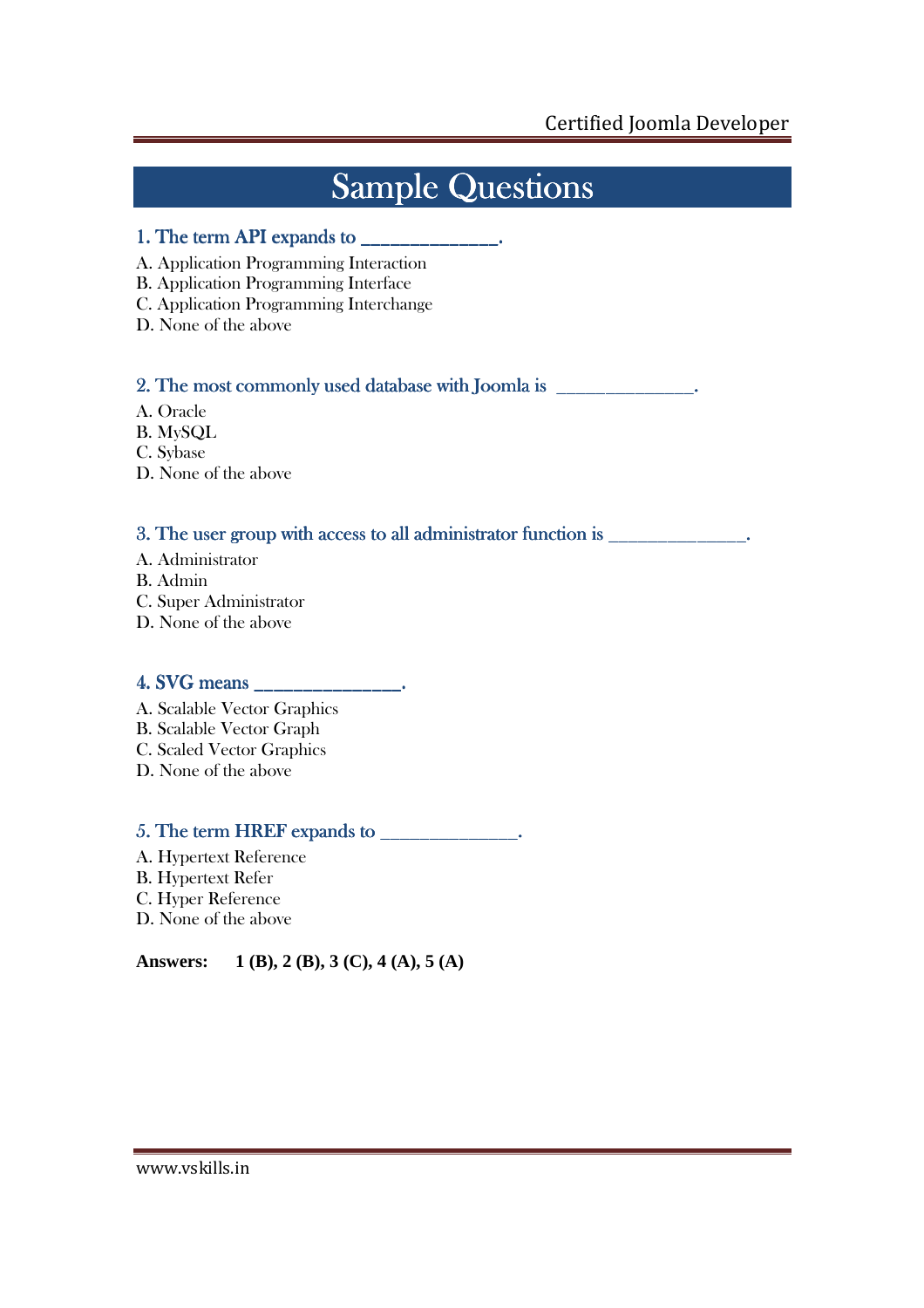# Sample Questions

### 1. The term API expands to ______________.

A. Application Programming Interaction
B. Application Programming Interface
C. Application Programming Interchange
D. None of the above

### 2. The most commonly used database with Joomla is ______________.

A. Oracle
B. MySQL
C. Sybase
D. None of the above

### 3. The user group with access to all administrator function is ______________.

A. Administrator
B. Admin
C. Super Administrator
D. None of the above

### 4. SVG means ______________.

A. Scalable Vector Graphics
B. Scalable Vector Graph
C. Scaled Vector Graphics
D. None of the above

### 5. The term HREF expands to ______________.

A. Hypertext Reference
B. Hypertext Refer
C. Hyper Reference
D. None of the above

**Answers: 1 (B), 2 (B), 3 (C), 4 (A), 5 (A)**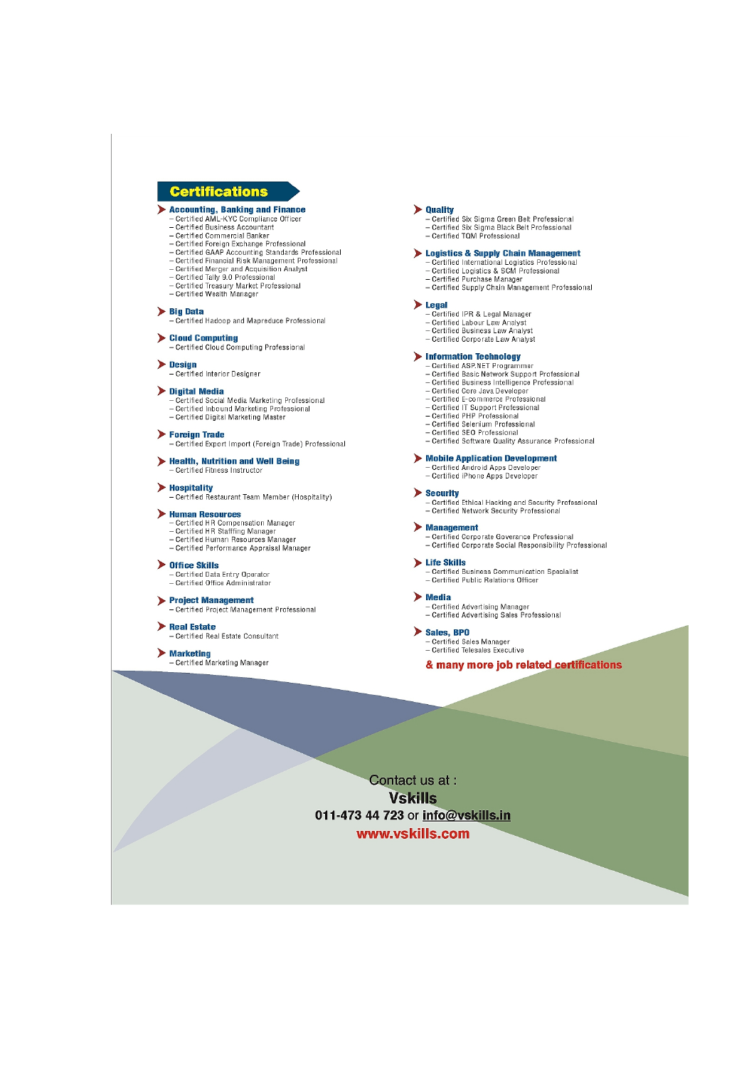# Certifications

## Accounting, Banking and Finance
- Certified AML-KYC Compliance Officer
- Certified Business Accountant
- Certified Commercial Banker
- Certified Foreign Exchange Professional
- Certified GAAP Accounting Standards Professional
- Certified Financial Risk Management Professional
- Certified Merger and Acquisition Analyst
- Certified Tally 9.0 Professional
- Certified Treasury Market Professional
- Certified Wealth Manager

## Big Data
- Certified Hadoop and Mapreduce Professional

## Cloud Computing
- Certified Cloud Computing Professional

## Design
- Certified Interior Designer

## Digital Media
- Certified Social Media Marketing Professional
- Certified Inbound Marketing Professional
- Certified Digital Marketing Master

## Foreign Trade
- Certified Export Import (Foreign Trade) Professional

## Health, Nutrition and Well Being
- Certified Fitness Instructor

## Hospitality
- Certified Restaurant Team Member (Hospitality)

## Human Resources
- Certified HR Compensation Manager
- Certified HR Stafffing Manager
- Certified Human Resources Manager
- Certified Performance Appraisal Manager

## Office Skills
- Certified Data Entry Operator
- Certified Office Administrator

## Project Management
- Certified Project Management Professional

## Real Estate
- Certified Real Estate Consultant

## Marketing
- Certified Marketing Manager

## Quality
- Certified Six Sigma Green Belt Professional
- Certified Six Sigma Black Belt Professional
- Certified TQM Professional

## Logistics & Supply Chain Management
- Certified International Logistics Professional
- Certified Logistics & SCM Professional
- Certified Purchase Manager
- Certified Supply Chain Management Professional

## Legal
- Certified IPR & Legal Manager
- Certified Labour Law Analyst
- Certified Business Law Analyst
- Certified Corporate Law Analyst

## Information Technology
- Certified ASP.NET Programmer
- Certified Basic Network Support Professional
- Certified Business Intelligence Professional
- Certified Core Java Developer
- Certified E-commerce Professional
- Certified IT Support Professional
- Certified PHP Professional
- Certified Selenium Professional
- Certified SEO Professional
- Certified Software Quality Assurance Professional

## Mobile Application Development
- Certified Android Apps Developer
- Certified iPhone Apps Developer

## Security
- Certified Ethical Hacking and Security Professional
- Certified Network Security Professional

## Management
- Certified Corporate Goverance Professional
- Certified Corporate Social Responsibility Professional

## Life Skills
- Certified Business Communication Specialist
- Certified Public Relations Officer

## Media
- Certified Advertising Manager
- Certified Advertising Sales Professional

## Sales, BPO
- Certified Sales Manager
- Certified Telesales Executive

**& many more job related certifications**

Contact us at :

**Vskills**

**011-473 44 723** or **info@vskills.in**

**www.vskills.com**